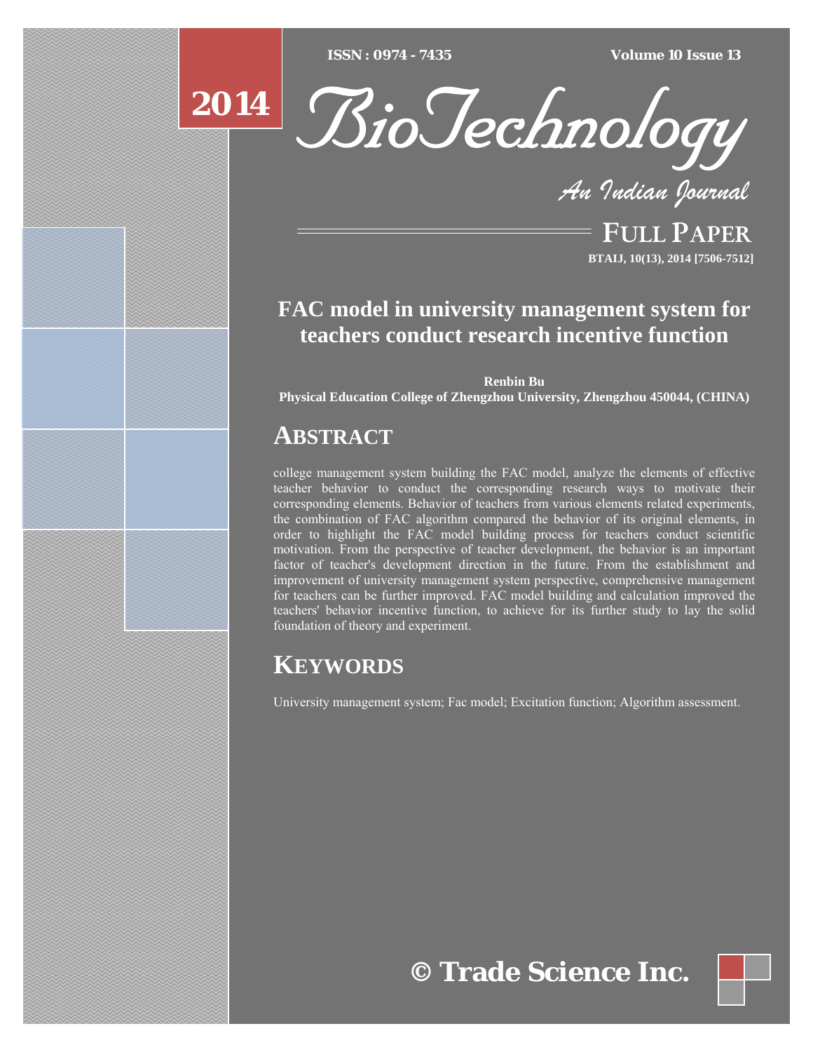# FAC model in university management system for teachers conduct research incentive function

**Renbin Bu**

**Physical Education College of Zhengzhou University, Zhengzhou 450044, (CHINA)**

## ABSTRACT

college management system building the FAC model, analyze the elements of effective teacher behavior to conduct the corresponding research ways to motivate their corresponding elements. Behavior of teachers from various elements related experiments, the combination of FAC algorithm compared the behavior of its original elements, in order to highlight the FAC model building process for teachers conduct scientific motivation. From the perspective of teacher development, the behavior is an important factor of teacher's development direction in the future. From the establishment and improvement of university management system perspective, comprehensive management for teachers can be further improved. FAC model building and calculation improved the teachers' behavior incentive function, to achieve for its further study to lay the solid foundation of theory and experiment.

## KEYWORDS

University management system; Fac model; Excitation function; Algorithm assessment.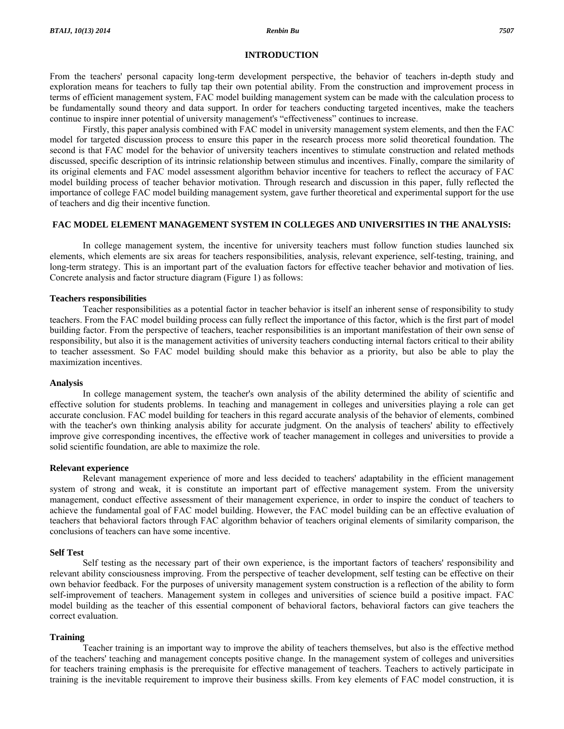## INTRODUCTION

From the teachers' personal capacity long-term development perspective, the behavior of teachers in-depth study and exploration means for teachers to fully tap their own potential ability. From the construction and improvement process in terms of efficient management system, FAC model building management system can be made with the calculation process to be fundamentally sound theory and data support. In order for teachers conducting targeted incentives, make the teachers continue to inspire inner potential of university management's "effectiveness" continues to increase.

Firstly, this paper analysis combined with FAC model in university management system elements, and then the FAC model for targeted discussion process to ensure this paper in the research process more solid theoretical foundation. The second is that FAC model for the behavior of university teachers incentives to stimulate construction and related methods discussed, specific description of its intrinsic relationship between stimulus and incentives. Finally, compare the similarity of its original elements and FAC model assessment algorithm behavior incentive for teachers to reflect the accuracy of FAC model building process of teacher behavior motivation. Through research and discussion in this paper, fully reflected the importance of college FAC model building management system, gave further theoretical and experimental support for the use of teachers and dig their incentive function.

## FAC MODEL ELEMENT MANAGEMENT SYSTEM IN COLLEGES AND UNIVERSITIES IN THE ANALYSIS:

In college management system, the incentive for university teachers must follow function studies launched six elements, which elements are six areas for teachers responsibilities, analysis, relevant experience, self-testing, training, and long-term strategy. This is an important part of the evaluation factors for effective teacher behavior and motivation of lies. Concrete analysis and factor structure diagram (Figure 1) as follows:

### Teachers responsibilities

Teacher responsibilities as a potential factor in teacher behavior is itself an inherent sense of responsibility to study teachers. From the FAC model building process can fully reflect the importance of this factor, which is the first part of model building factor. From the perspective of teachers, teacher responsibilities is an important manifestation of their own sense of responsibility, but also it is the management activities of university teachers conducting internal factors critical to their ability to teacher assessment. So FAC model building should make this behavior as a priority, but also be able to play the maximization incentives.

### Analysis

In college management system, the teacher's own analysis of the ability determined the ability of scientific and effective solution for students problems. In teaching and management in colleges and universities playing a role can get accurate conclusion. FAC model building for teachers in this regard accurate analysis of the behavior of elements, combined with the teacher's own thinking analysis ability for accurate judgment. On the analysis of teachers' ability to effectively improve give corresponding incentives, the effective work of teacher management in colleges and universities to provide a solid scientific foundation, are able to maximize the role.

### Relevant experience

Relevant management experience of more and less decided to teachers' adaptability in the efficient management system of strong and weak, it is constitute an important part of effective management system. From the university management, conduct effective assessment of their management experience, in order to inspire the conduct of teachers to achieve the fundamental goal of FAC model building. However, the FAC model building can be an effective evaluation of teachers that behavioral factors through FAC algorithm behavior of teachers original elements of similarity comparison, the conclusions of teachers can have some incentive.

### Self Test

Self testing as the necessary part of their own experience, is the important factors of teachers' responsibility and relevant ability consciousness improving. From the perspective of teacher development, self testing can be effective on their own behavior feedback. For the purposes of university management system construction is a reflection of the ability to form self-improvement of teachers. Management system in colleges and universities of science build a positive impact. FAC model building as the teacher of this essential component of behavioral factors, behavioral factors can give teachers the correct evaluation.

### Training

Teacher training is an important way to improve the ability of teachers themselves, but also is the effective method of the teachers' teaching and management concepts positive change. In the management system of colleges and universities for teachers training emphasis is the prerequisite for effective management of teachers. Teachers to actively participate in training is the inevitable requirement to improve their business skills. From key elements of FAC model construction, it is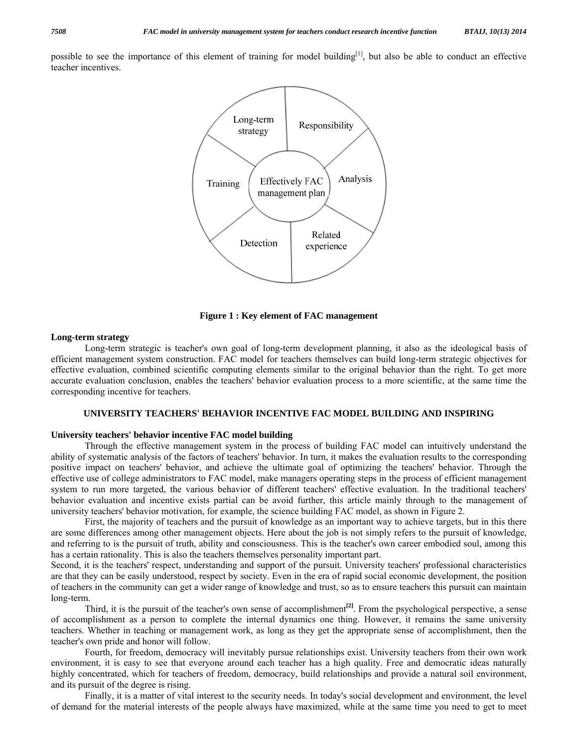possible to see the importance of this element of training for model building[1], but also be able to conduct an effective teacher incentives.

Figure 1 : Key element of FAC management

**Long-term strategy**

Long-term strategic is teacher's own goal of long-term development planning, it also as the ideological basis of efficient management system construction. FAC model for teachers themselves can build long-term strategic objectives for effective evaluation, combined scientific computing elements similar to the original behavior than the right. To get more accurate evaluation conclusion, enables the teachers' behavior evaluation process to a more scientific, at the same time the corresponding incentive for teachers.

## UNIVERSITY TEACHERS' BEHAVIOR INCENTIVE FAC MODEL BUILDING AND INSPIRING

**University teachers' behavior incentive FAC model building**

Through the effective management system in the process of building FAC model can intuitively understand the ability of systematic analysis of the factors of teachers' behavior. In turn, it makes the evaluation results to the corresponding positive impact on teachers' behavior, and achieve the ultimate goal of optimizing the teachers' behavior. Through the effective use of college administrators to FAC model, make managers operating steps in the process of efficient management system to run more targeted, the various behavior of different teachers' effective evaluation. In the traditional teachers' behavior evaluation and incentive exists partial can be avoid further, this article mainly through to the management of university teachers' behavior motivation, for example, the science building FAC model, as shown in Figure 2.

First, the majority of teachers and the pursuit of knowledge as an important way to achieve targets, but in this there are some differences among other management objects. Here about the job is not simply refers to the pursuit of knowledge, and referring to is the pursuit of truth, ability and consciousness. This is the teacher's own career embodied soul, among this has a certain rationality. This is also the teachers themselves personality important part.

Second, it is the teachers' respect, understanding and support of the pursuit. University teachers' professional characteristics are that they can be easily understood, respect by society. Even in the era of rapid social economic development, the position of teachers in the community can get a wider range of knowledge and trust, so as to ensure teachers this pursuit can maintain long-term.

Third, it is the pursuit of the teacher's own sense of accomplishment[2]. From the psychological perspective, a sense of accomplishment as a person to complete the internal dynamics one thing. However, it remains the same university teachers. Whether in teaching or management work, as long as they get the appropriate sense of accomplishment, then the teacher's own pride and honor will follow.

Fourth, for freedom, democracy will inevitably pursue relationships exist. University teachers from their own work environment, it is easy to see that everyone around each teacher has a high quality. Free and democratic ideas naturally highly concentrated, which for teachers of freedom, democracy, build relationships and provide a natural soil environment, and its pursuit of the degree is rising.

Finally, it is a matter of vital interest to the security needs. In today's social development and environment, the level of demand for the material interests of the people always have maximized, while at the same time you need to get to meet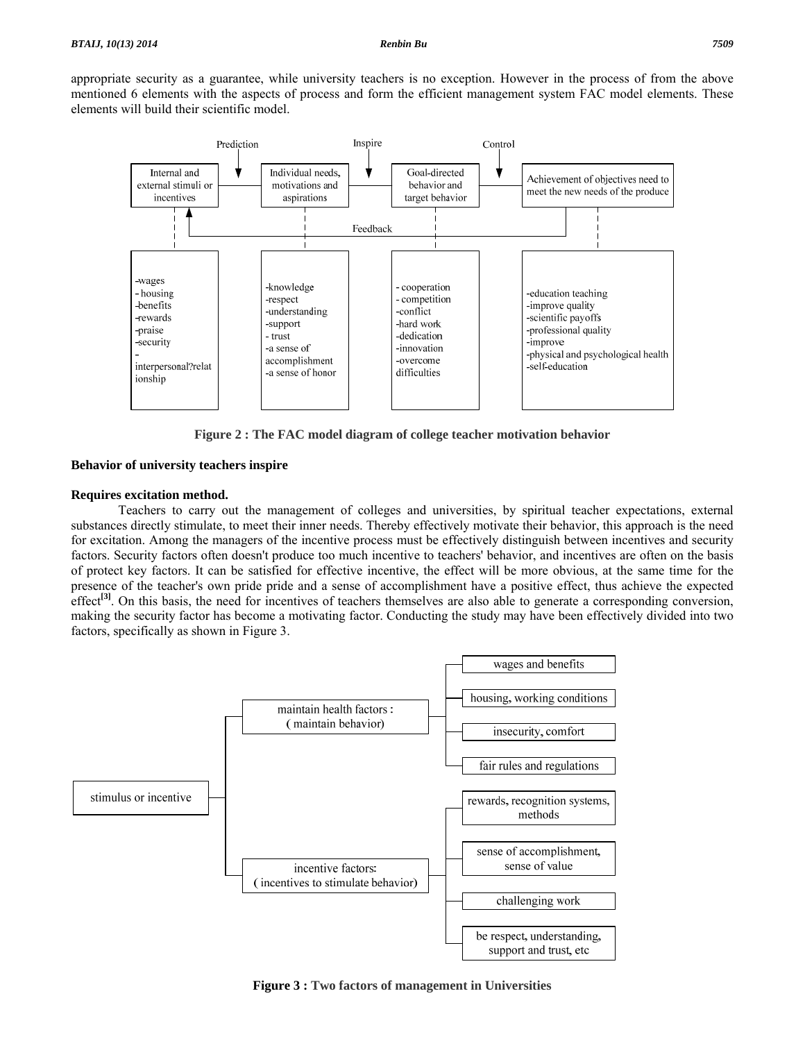appropriate security as a guarantee, while university teachers is no exception. However in the process of from the above mentioned 6 elements with the aspects of process and form the efficient management system FAC model elements. These elements will build their scientific model.

Figure 2 : The FAC model diagram of college teacher motivation behavior

**Behavior of university teachers inspire**

**Requires excitation method.**

Teachers to carry out the management of colleges and universities, by spiritual teacher expectations, external substances directly stimulate, to meet their inner needs. Thereby effectively motivate their behavior, this approach is the need for excitation. Among the managers of the incentive process must be effectively distinguish between incentives and security factors. Security factors often doesn't produce too much incentive to teachers' behavior, and incentives are often on the basis of protect key factors. It can be satisfied for effective incentive, the effect will be more obvious, at the same time for the presence of the teacher's own pride pride and a sense of accomplishment have a positive effect, thus achieve the expected effect[3]. On this basis, the need for incentives of teachers themselves are also able to generate a corresponding conversion, making the security factor has become a motivating factor. Conducting the study may have been effectively divided into two factors, specifically as shown in Figure 3.

Figure 3 : Two factors of management in Universities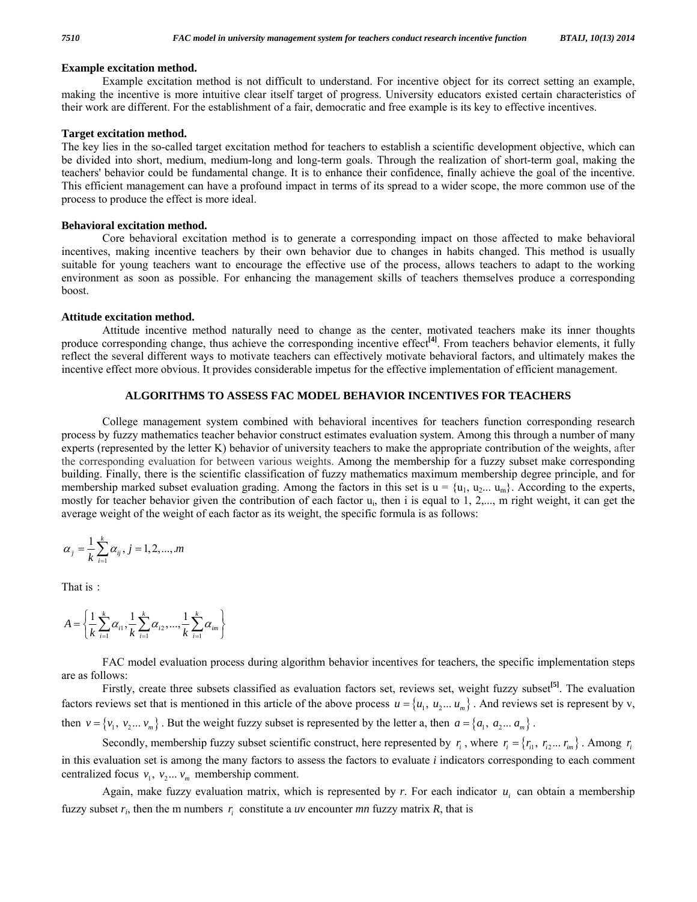**Example excitation method.**

Example excitation method is not difficult to understand. For incentive object for its correct setting an example, making the incentive is more intuitive clear itself target of progress. University educators existed certain characteristics of their work are different. For the establishment of a fair, democratic and free example is its key to effective incentives.

**Target excitation method.**

The key lies in the so-called target excitation method for teachers to establish a scientific development objective, which can be divided into short, medium, medium-long and long-term goals. Through the realization of short-term goal, making the teachers' behavior could be fundamental change. It is to enhance their confidence, finally achieve the goal of the incentive. This efficient management can have a profound impact in terms of its spread to a wider scope, the more common use of the process to produce the effect is more ideal.

**Behavioral excitation method.**

Core behavioral excitation method is to generate a corresponding impact on those affected to make behavioral incentives, making incentive teachers by their own behavior due to changes in habits changed. This method is usually suitable for young teachers want to encourage the effective use of the process, allows teachers to adapt to the working environment as soon as possible. For enhancing the management skills of teachers themselves produce a corresponding boost.

**Attitude excitation method.**

Attitude incentive method naturally need to change as the center, motivated teachers make its inner thoughts produce corresponding change, thus achieve the corresponding incentive effect[4]. From teachers behavior elements, it fully reflect the several different ways to motivate teachers can effectively motivate behavioral factors, and ultimately makes the incentive effect more obvious. It provides considerable impetus for the effective implementation of efficient management.

## ALGORITHMS TO ASSESS FAC MODEL BEHAVIOR INCENTIVES FOR TEACHERS

College management system combined with behavioral incentives for teachers function corresponding research process by fuzzy mathematics teacher behavior construct estimates evaluation system. Among this through a number of many experts (represented by the letter K) behavior of university teachers to make the appropriate contribution of the weights, after the corresponding evaluation for between various weights. Among the membership for a fuzzy subset make corresponding building. Finally, there is the scientific classification of fuzzy mathematics maximum membership degree principle, and for membership marked subset evaluation grading. Among the factors in this set is u = {$u_1$, $u_2$... $u_m$}. According to the experts, mostly for teacher behavior given the contribution of each factor $u_i$, then i is equal to 1, 2,..., m right weight, it can get the average weight of the weight of each factor as its weight, the specific formula is as follows:

$$\alpha_j = \frac{1}{k}\sum_{i=1}^{k}\alpha_{ij},\, j = 1,2,...,.m$$

That is：

$$A = \left\{ \frac{1}{k}\sum_{i=1}^{k}\alpha_{i1}, \frac{1}{k}\sum_{i=1}^{k}\alpha_{i2},..., \frac{1}{k}\sum_{i=1}^{k}\alpha_{im} \right\}$$

FAC model evaluation process during algorithm behavior incentives for teachers, the specific implementation steps are as follows:

Firstly, create three subsets classified as evaluation factors set, reviews set, weight fuzzy subset[5]. The evaluation factors reviews set that is mentioned in this article of the above process $u = \{u_1,\, u_2 ...\, u_m\}$. And reviews set is represent by v, then $v = \{v_1,\, v_2 ...\, v_m\}$. But the weight fuzzy subset is represented by the letter a, then $a = \{a_1,\, a_2 ...\, a_m\}$.

Secondly, membership fuzzy subset scientific construct, here represented by $r_i$, where $r_i = \{r_{i1},\, r_{i2} ...\, r_{im}\}$. Among $r_i$ in this evaluation set is among the many factors to assess the factors to evaluate *i* indicators corresponding to each comment centralized focus $v_1,\, v_2 ...\, v_m$ membership comment.

Again, make fuzzy evaluation matrix, which is represented by *r*. For each indicator $u_i$ can obtain a membership fuzzy subset $r_i$, then the m numbers $r_i$ constitute a *uv* encounter *mn* fuzzy matrix *R*, that is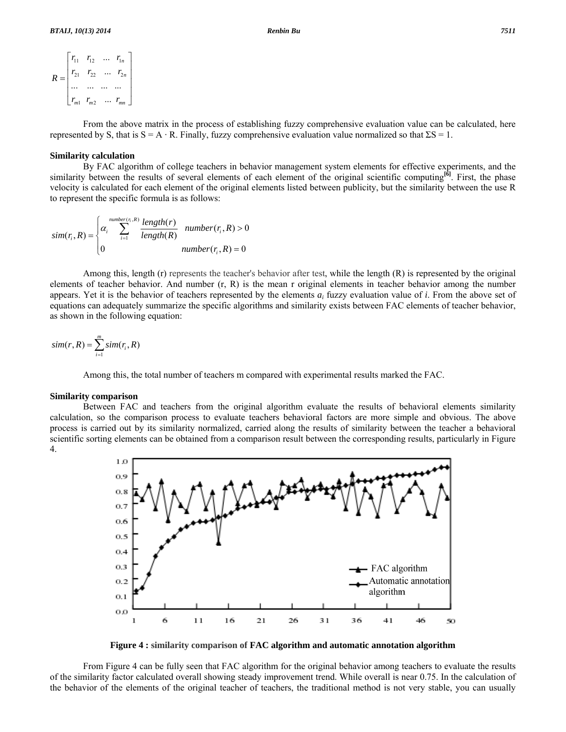$$R = \begin{bmatrix} r_{11} & r_{12} & \dots & r_{1n} \\ r_{21} & r_{22} & \dots & r_{2n} \\ \dots & \dots & \dots & \dots \\ r_{m1} & r_{m2} & \dots & r_{mn} \end{bmatrix}$$

From the above matrix in the process of establishing fuzzy comprehensive evaluation value can be calculated, here represented by S, that is S = A · R. Finally, fuzzy comprehensive evaluation value normalized so that ΣS = 1.

### Similarity calculation

By FAC algorithm of college teachers in behavior management system elements for effective experiments, and the similarity between the results of several elements of each element of the original scientific computing[6]. First, the phase velocity is calculated for each element of the original elements listed between publicity, but the similarity between the use R to represent the specific formula is as follows:

$$sim(r_i, R) = \begin{cases} \alpha_i \sum_{i=1}^{number(r_i,R)} \dfrac{length(r)}{length(R)} & number(r_i, R) > 0 \\ 0 & number(r_i, R) = 0 \end{cases}$$

Among this, length (r) represents the teacher's behavior after test, while the length (R) is represented by the original elements of teacher behavior. And number (r, R) is the mean r original elements in teacher behavior among the number appears. Yet it is the behavior of teachers represented by the elements $a_i$ fuzzy evaluation value of $i$. From the above set of equations can adequately summarize the specific algorithms and similarity exists between FAC elements of teacher behavior, as shown in the following equation:

$$sim(r, R) = \sum_{i=1}^{m} sim(r_i, R)$$

Among this, the total number of teachers m compared with experimental results marked the FAC.

### Similarity comparison

Between FAC and teachers from the original algorithm evaluate the results of behavioral elements similarity calculation, so the comparison process to evaluate teachers behavioral factors are more simple and obvious. The above process is carried out by its similarity normalized, carried along the results of similarity between the teacher a behavioral scientific sorting elements can be obtained from a comparison result between the corresponding results, particularly in Figure 4.

**Figure 4 : similarity comparison of FAC algorithm and automatic annotation algorithm**

From Figure 4 can be fully seen that FAC algorithm for the original behavior among teachers to evaluate the results of the similarity factor calculated overall showing steady improvement trend. While overall is near 0.75. In the calculation of the behavior of the elements of the original teacher of teachers, the traditional method is not very stable, you can usually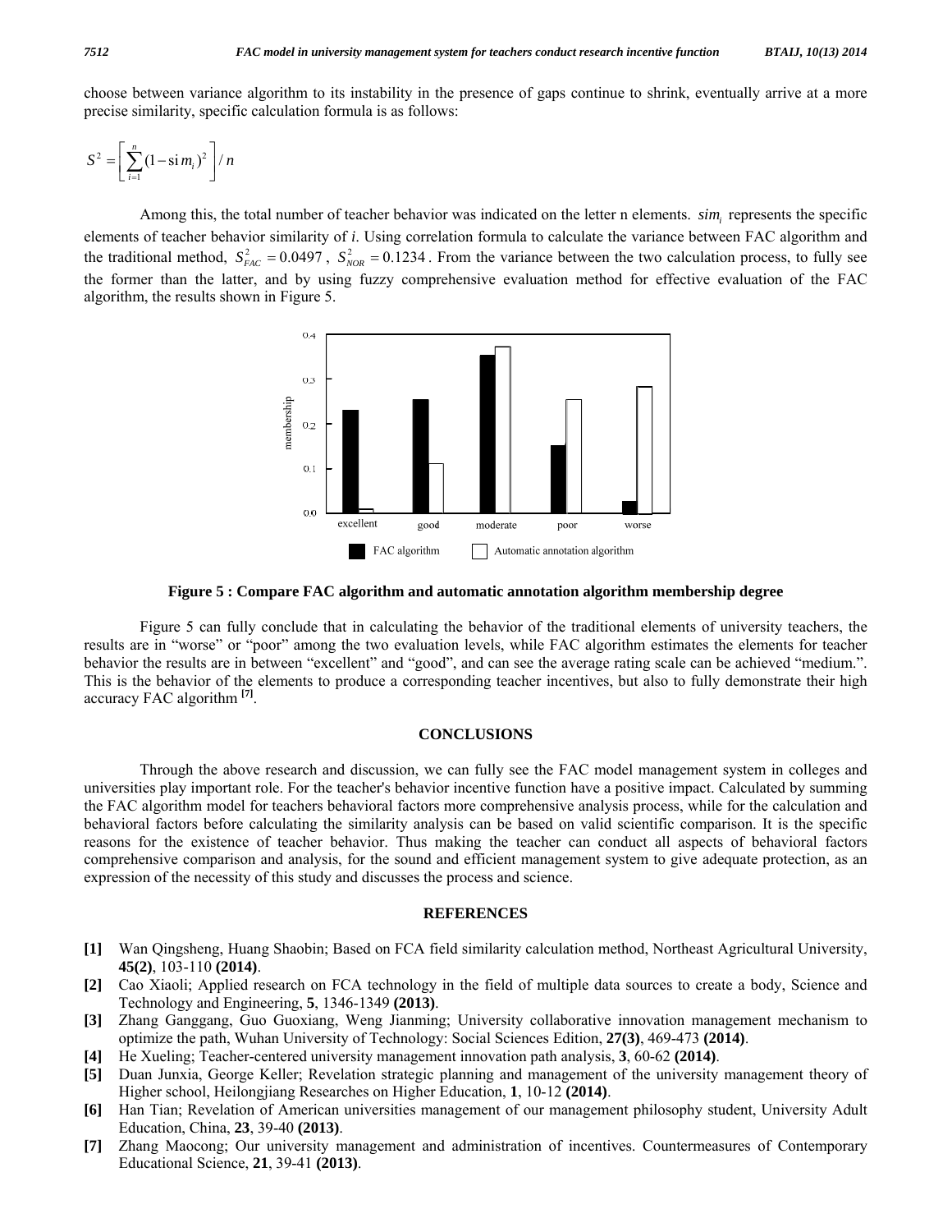choose between variance algorithm to its instability in the presence of gaps continue to shrink, eventually arrive at a more precise similarity, specific calculation formula is as follows:

$$S^2 = \left[ \sum_{i=1}^{n} (1 - \mathrm{si}\, m_i)^2 \right] / n$$

Among this, the total number of teacher behavior was indicated on the letter n elements. $sim_i$ represents the specific elements of teacher behavior similarity of *i*. Using correlation formula to calculate the variance between FAC algorithm and the traditional method, $S_{FAC}^2 = 0.0497$ , $S_{NOR}^2 = 0.1234$ . From the variance between the two calculation process, to fully see the former than the latter, and by using fuzzy comprehensive evaluation method for effective evaluation of the FAC algorithm, the results shown in Figure 5.

0.4
0.3
0.2
0.1
0.0
membership
excellent
good
moderate
poor
worse
FAC algorithm
Automatic annotation algorithm

**Figure 5 : Compare FAC algorithm and automatic annotation algorithm membership degree**

Figure 5 can fully conclude that in calculating the behavior of the traditional elements of university teachers, the results are in "worse" or "poor" among the two evaluation levels, while FAC algorithm estimates the elements for teacher behavior the results are in between "excellent" and "good", and can see the average rating scale can be achieved "medium.". This is the behavior of the elements to produce a corresponding teacher incentives, but also to fully demonstrate their high accuracy FAC algorithm [7].

## CONCLUSIONS

Through the above research and discussion, we can fully see the FAC model management system in colleges and universities play important role. For the teacher's behavior incentive function have a positive impact. Calculated by summing the FAC algorithm model for teachers behavioral factors more comprehensive analysis process, while for the calculation and behavioral factors before calculating the similarity analysis can be based on valid scientific comparison. It is the specific reasons for the existence of teacher behavior. Thus making the teacher can conduct all aspects of behavioral factors comprehensive comparison and analysis, for the sound and efficient management system to give adequate protection, as an expression of the necessity of this study and discusses the process and science.

## REFERENCES

**[1]** Wan Qingsheng, Huang Shaobin; Based on FCA field similarity calculation method, Northeast Agricultural University, **45(2)**, 103-110 **(2014)**.

**[2]** Cao Xiaoli; Applied research on FCA technology in the field of multiple data sources to create a body, Science and Technology and Engineering, **5**, 1346-1349 **(2013)**.

**[3]** Zhang Ganggang, Guo Guoxiang, Weng Jianming; University collaborative innovation management mechanism to optimize the path, Wuhan University of Technology: Social Sciences Edition, **27(3)**, 469-473 **(2014)**.

**[4]** He Xueling; Teacher-centered university management innovation path analysis, **3**, 60-62 **(2014)**.

**[5]** Duan Junxia, George Keller; Revelation strategic planning and management of the university management theory of Higher school, Heilongjiang Researches on Higher Education, **1**, 10-12 **(2014)**.

**[6]** Han Tian; Revelation of American universities management of our management philosophy student, University Adult Education, China, **23**, 39-40 **(2013)**.

**[7]** Zhang Maocong; Our university management and administration of incentives. Countermeasures of Contemporary Educational Science, **21**, 39-41 **(2013)**.